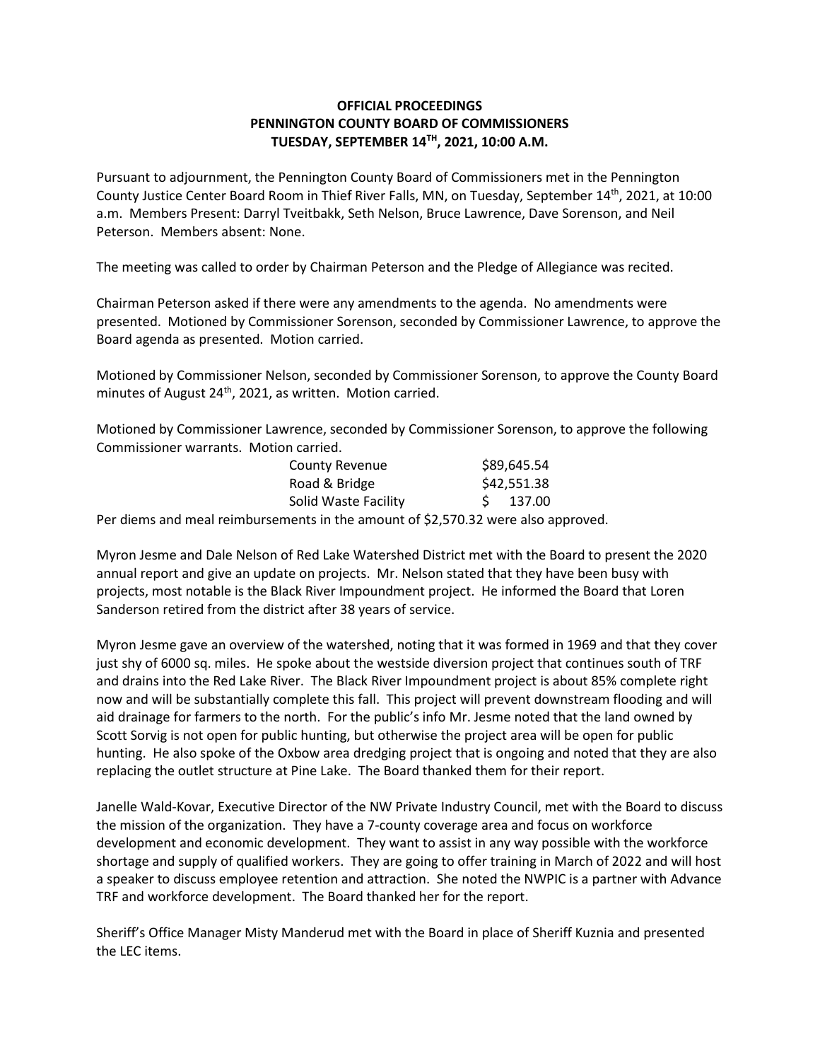**OFFICIAL PROCEEDINGS**
**PENNINGTON COUNTY BOARD OF COMMISSIONERS**
**TUESDAY, SEPTEMBER 14TH, 2021, 10:00 A.M.**

Pursuant to adjournment, the Pennington County Board of Commissioners met in the Pennington County Justice Center Board Room in Thief River Falls, MN, on Tuesday, September 14th, 2021, at 10:00 a.m. Members Present: Darryl Tveitbakk, Seth Nelson, Bruce Lawrence, Dave Sorenson, and Neil Peterson. Members absent: None.

The meeting was called to order by Chairman Peterson and the Pledge of Allegiance was recited.

Chairman Peterson asked if there were any amendments to the agenda. No amendments were presented. Motioned by Commissioner Sorenson, seconded by Commissioner Lawrence, to approve the Board agenda as presented. Motion carried.

Motioned by Commissioner Nelson, seconded by Commissioner Sorenson, to approve the County Board minutes of August 24th, 2021, as written. Motion carried.

Motioned by Commissioner Lawrence, seconded by Commissioner Sorenson, to approve the following Commissioner warrants. Motion carried.

| | |
|---|---|
| County Revenue | $89,645.54 |
| Road & Bridge | $42,551.38 |
| Solid Waste Facility | $ 137.00 |

Per diems and meal reimbursements in the amount of $2,570.32 were also approved.

Myron Jesme and Dale Nelson of Red Lake Watershed District met with the Board to present the 2020 annual report and give an update on projects. Mr. Nelson stated that they have been busy with projects, most notable is the Black River Impoundment project. He informed the Board that Loren Sanderson retired from the district after 38 years of service.

Myron Jesme gave an overview of the watershed, noting that it was formed in 1969 and that they cover just shy of 6000 sq. miles. He spoke about the westside diversion project that continues south of TRF and drains into the Red Lake River. The Black River Impoundment project is about 85% complete right now and will be substantially complete this fall. This project will prevent downstream flooding and will aid drainage for farmers to the north. For the public's info Mr. Jesme noted that the land owned by Scott Sorvig is not open for public hunting, but otherwise the project area will be open for public hunting. He also spoke of the Oxbow area dredging project that is ongoing and noted that they are also replacing the outlet structure at Pine Lake. The Board thanked them for their report.

Janelle Wald-Kovar, Executive Director of the NW Private Industry Council, met with the Board to discuss the mission of the organization. They have a 7-county coverage area and focus on workforce development and economic development. They want to assist in any way possible with the workforce shortage and supply of qualified workers. They are going to offer training in March of 2022 and will host a speaker to discuss employee retention and attraction. She noted the NWPIC is a partner with Advance TRF and workforce development. The Board thanked her for the report.

Sheriff's Office Manager Misty Manderud met with the Board in place of Sheriff Kuznia and presented the LEC items.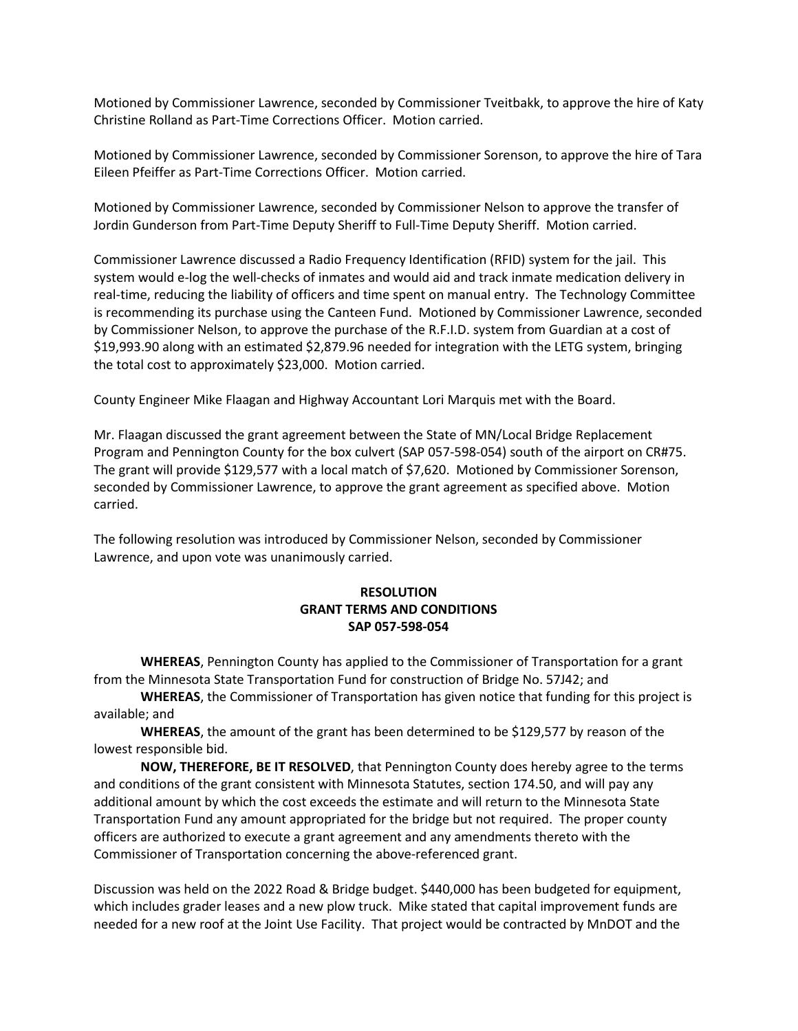Motioned by Commissioner Lawrence, seconded by Commissioner Tveitbakk, to approve the hire of Katy Christine Rolland as Part-Time Corrections Officer. Motion carried.

Motioned by Commissioner Lawrence, seconded by Commissioner Sorenson, to approve the hire of Tara Eileen Pfeiffer as Part-Time Corrections Officer. Motion carried.

Motioned by Commissioner Lawrence, seconded by Commissioner Nelson to approve the transfer of Jordin Gunderson from Part-Time Deputy Sheriff to Full-Time Deputy Sheriff. Motion carried.

Commissioner Lawrence discussed a Radio Frequency Identification (RFID) system for the jail. This system would e-log the well-checks of inmates and would aid and track inmate medication delivery in real-time, reducing the liability of officers and time spent on manual entry. The Technology Committee is recommending its purchase using the Canteen Fund. Motioned by Commissioner Lawrence, seconded by Commissioner Nelson, to approve the purchase of the R.F.I.D. system from Guardian at a cost of $19,993.90 along with an estimated $2,879.96 needed for integration with the LETG system, bringing the total cost to approximately $23,000. Motion carried.

County Engineer Mike Flaagan and Highway Accountant Lori Marquis met with the Board.

Mr. Flaagan discussed the grant agreement between the State of MN/Local Bridge Replacement Program and Pennington County for the box culvert (SAP 057-598-054) south of the airport on CR#75. The grant will provide $129,577 with a local match of $7,620. Motioned by Commissioner Sorenson, seconded by Commissioner Lawrence, to approve the grant agreement as specified above. Motion carried.

The following resolution was introduced by Commissioner Nelson, seconded by Commissioner Lawrence, and upon vote was unanimously carried.

**RESOLUTION**
**GRANT TERMS AND CONDITIONS**
**SAP 057-598-054**

**WHEREAS**, Pennington County has applied to the Commissioner of Transportation for a grant from the Minnesota State Transportation Fund for construction of Bridge No. 57J42; and

**WHEREAS**, the Commissioner of Transportation has given notice that funding for this project is available; and

**WHEREAS**, the amount of the grant has been determined to be $129,577 by reason of the lowest responsible bid.

**NOW, THEREFORE, BE IT RESOLVED**, that Pennington County does hereby agree to the terms and conditions of the grant consistent with Minnesota Statutes, section 174.50, and will pay any additional amount by which the cost exceeds the estimate and will return to the Minnesota State Transportation Fund any amount appropriated for the bridge but not required. The proper county officers are authorized to execute a grant agreement and any amendments thereto with the Commissioner of Transportation concerning the above-referenced grant.

Discussion was held on the 2022 Road & Bridge budget. $440,000 has been budgeted for equipment, which includes grader leases and a new plow truck. Mike stated that capital improvement funds are needed for a new roof at the Joint Use Facility. That project would be contracted by MnDOT and the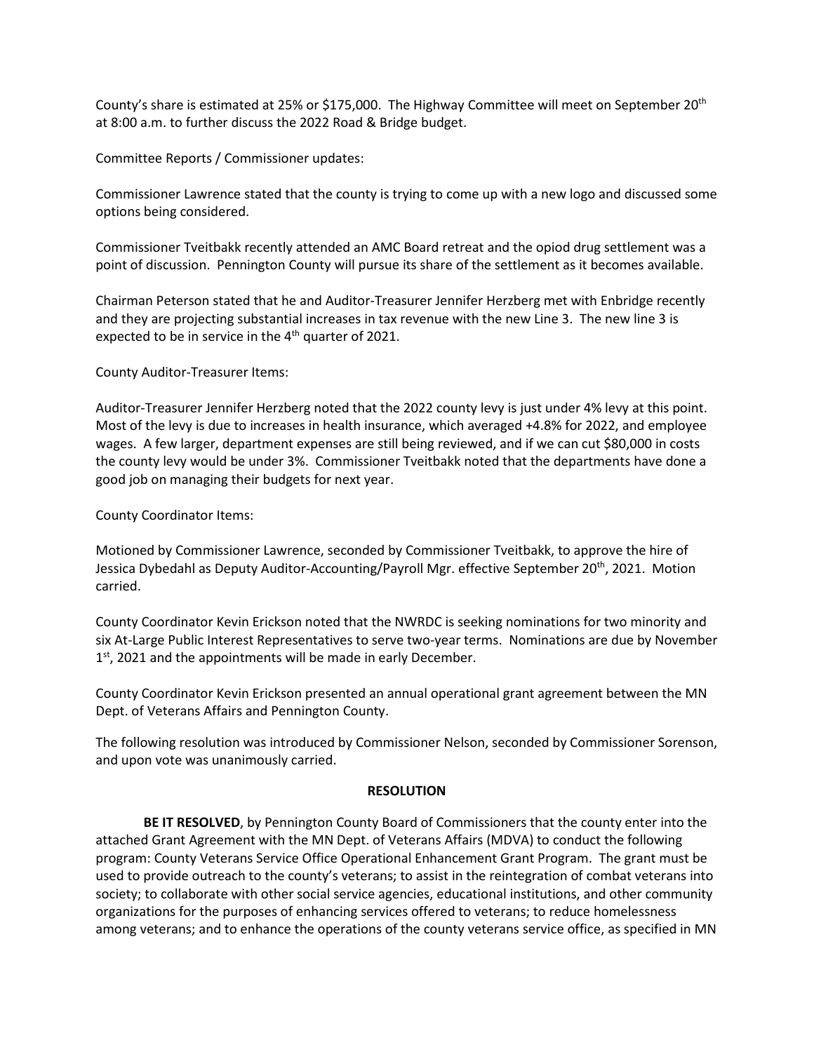County's share is estimated at 25% or $175,000. The Highway Committee will meet on September 20th at 8:00 a.m. to further discuss the 2022 Road & Bridge budget.

Committee Reports / Commissioner updates:

Commissioner Lawrence stated that the county is trying to come up with a new logo and discussed some options being considered.

Commissioner Tveitbakk recently attended an AMC Board retreat and the opiod drug settlement was a point of discussion. Pennington County will pursue its share of the settlement as it becomes available.

Chairman Peterson stated that he and Auditor-Treasurer Jennifer Herzberg met with Enbridge recently and they are projecting substantial increases in tax revenue with the new Line 3. The new line 3 is expected to be in service in the 4th quarter of 2021.

County Auditor-Treasurer Items:

Auditor-Treasurer Jennifer Herzberg noted that the 2022 county levy is just under 4% levy at this point. Most of the levy is due to increases in health insurance, which averaged +4.8% for 2022, and employee wages. A few larger, department expenses are still being reviewed, and if we can cut $80,000 in costs the county levy would be under 3%. Commissioner Tveitbakk noted that the departments have done a good job on managing their budgets for next year.

County Coordinator Items:

Motioned by Commissioner Lawrence, seconded by Commissioner Tveitbakk, to approve the hire of Jessica Dybedahl as Deputy Auditor-Accounting/Payroll Mgr. effective September 20th, 2021. Motion carried.

County Coordinator Kevin Erickson noted that the NWRDC is seeking nominations for two minority and six At-Large Public Interest Representatives to serve two-year terms. Nominations are due by November 1st, 2021 and the appointments will be made in early December.

County Coordinator Kevin Erickson presented an annual operational grant agreement between the MN Dept. of Veterans Affairs and Pennington County.

The following resolution was introduced by Commissioner Nelson, seconded by Commissioner Sorenson, and upon vote was unanimously carried.

**RESOLUTION**

**BE IT RESOLVED**, by Pennington County Board of Commissioners that the county enter into the attached Grant Agreement with the MN Dept. of Veterans Affairs (MDVA) to conduct the following program: County Veterans Service Office Operational Enhancement Grant Program. The grant must be used to provide outreach to the county's veterans; to assist in the reintegration of combat veterans into society; to collaborate with other social service agencies, educational institutions, and other community organizations for the purposes of enhancing services offered to veterans; to reduce homelessness among veterans; and to enhance the operations of the county veterans service office, as specified in MN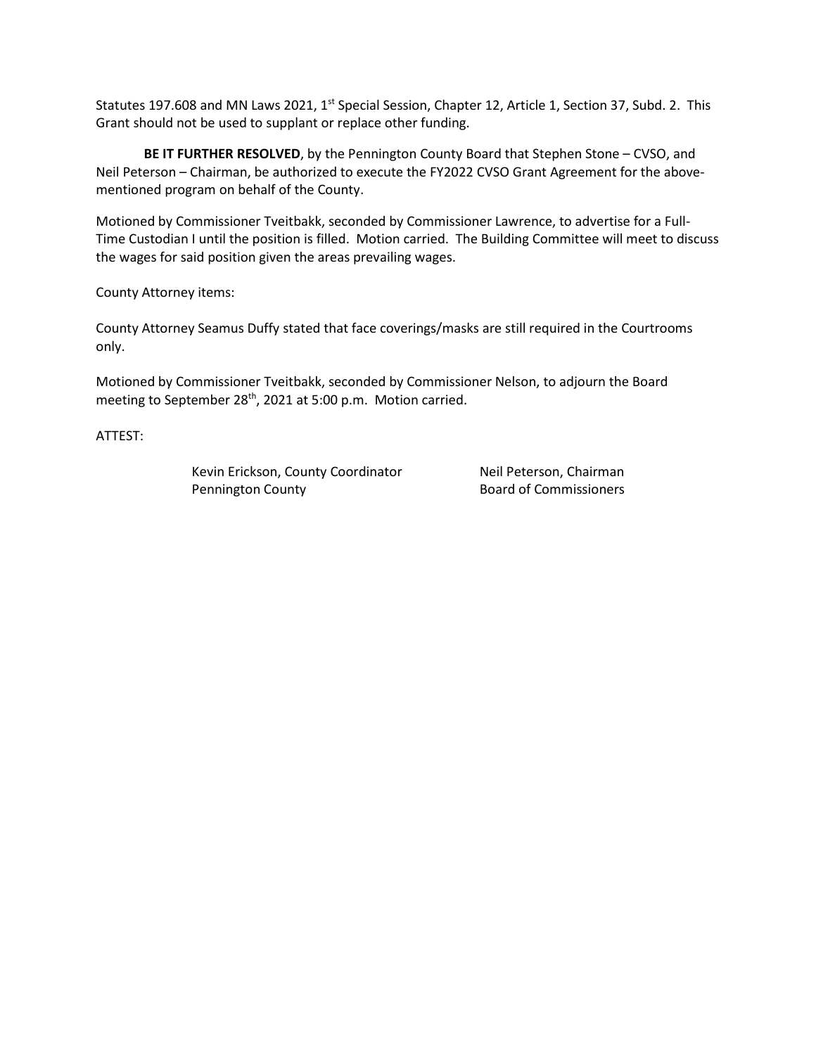Statutes 197.608 and MN Laws 2021, 1st Special Session, Chapter 12, Article 1, Section 37, Subd. 2. This Grant should not be used to supplant or replace other funding.

**BE IT FURTHER RESOLVED**, by the Pennington County Board that Stephen Stone – CVSO, and Neil Peterson – Chairman, be authorized to execute the FY2022 CVSO Grant Agreement for the above-mentioned program on behalf of the County.

Motioned by Commissioner Tveitbakk, seconded by Commissioner Lawrence, to advertise for a Full-Time Custodian I until the position is filled. Motion carried. The Building Committee will meet to discuss the wages for said position given the areas prevailing wages.

County Attorney items:

County Attorney Seamus Duffy stated that face coverings/masks are still required in the Courtrooms only.

Motioned by Commissioner Tveitbakk, seconded by Commissioner Nelson, to adjourn the Board meeting to September 28th, 2021 at 5:00 p.m. Motion carried.

ATTEST:

Kevin Erickson, County Coordinator
Pennington County

Neil Peterson, Chairman
Board of Commissioners